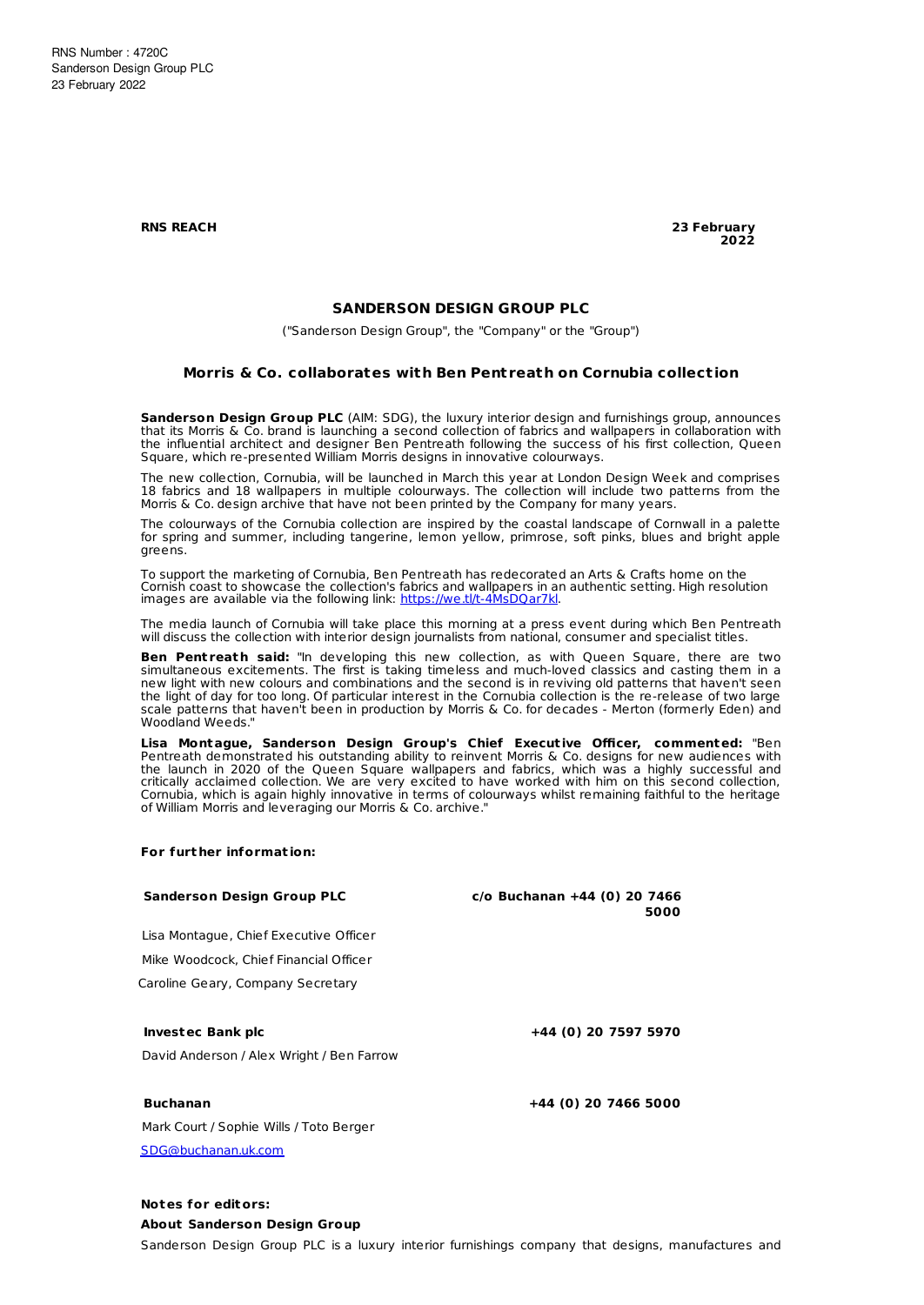RNS Number : 4720C
Sanderson Design Group PLC
23 February 2022

**RNS REACH** **23 February 2022**

## SANDERSON DESIGN GROUP PLC

("Sanderson Design Group", the "Company" or the "Group")

### Morris & Co. collaborates with Ben Pentreath on Cornubia collection

**Sanderson Design Group PLC** (AIM: SDG), the luxury interior design and furnishings group, announces that its Morris & Co. brand is launching a second collection of fabrics and wallpapers in collaboration with the influential architect and designer Ben Pentreath following the success of his first collection, Queen Square, which re-presented William Morris designs in innovative colourways.

The new collection, Cornubia, will be launched in March this year at London Design Week and comprises 18 fabrics and 18 wallpapers in multiple colourways. The collection will include two patterns from the Morris & Co. design archive that have not been printed by the Company for many years.

The colourways of the Cornubia collection are inspired by the coastal landscape of Cornwall in a palette for spring and summer, including tangerine, lemon yellow, primrose, soft pinks, blues and bright apple greens.

To support the marketing of Cornubia, Ben Pentreath has redecorated an Arts & Crafts home on the Cornish coast to showcase the collection's fabrics and wallpapers in an authentic setting. High resolution images are available via the following link: https://we.tl/t-4MsDQar7kl.

The media launch of Cornubia will take place this morning at a press event during which Ben Pentreath will discuss the collection with interior design journalists from national, consumer and specialist titles.

**Ben Pentreath said:** "In developing this new collection, as with Queen Square, there are two simultaneous excitements. The first is taking timeless and much-loved classics and casting them in a new light with new colours and combinations and the second is in reviving old patterns that haven't seen the light of day for too long. Of particular interest in the Cornubia collection is the re-release of two large scale patterns that haven't been in production by Morris & Co. for decades - Merton (formerly Eden) and Woodland Weeds."

**Lisa Montague, Sanderson Design Group's Chief Executive Officer, commented:** "Ben Pentreath demonstrated his outstanding ability to reinvent Morris & Co. designs for new audiences with the launch in 2020 of the Queen Square wallpapers and fabrics, which was a highly successful and critically acclaimed collection. We are very excited to have worked with him on this second collection, Cornubia, which is again highly innovative in terms of colourways whilst remaining faithful to the heritage of William Morris and leveraging our Morris & Co. archive."

**For further information:**

| | |
|---|---|
| **Sanderson Design Group PLC** | **c/o Buchanan +44 (0) 20 7466 5000** |
| Lisa Montague, Chief Executive Officer | |
| Mike Woodcock, Chief Financial Officer | |
| Caroline Geary, Company Secretary | |
| | |
| **Investec Bank plc** | **+44 (0) 20 7597 5970** |
| David Anderson / Alex Wright / Ben Farrow | |
| | |
| **Buchanan** | **+44 (0) 20 7466 5000** |
| Mark Court / Sophie Wills / Toto Berger | |
| SDG@buchanan.uk.com | |

**Notes for editors:**

**About Sanderson Design Group**

Sanderson Design Group PLC is a luxury interior furnishings company that designs, manufactures and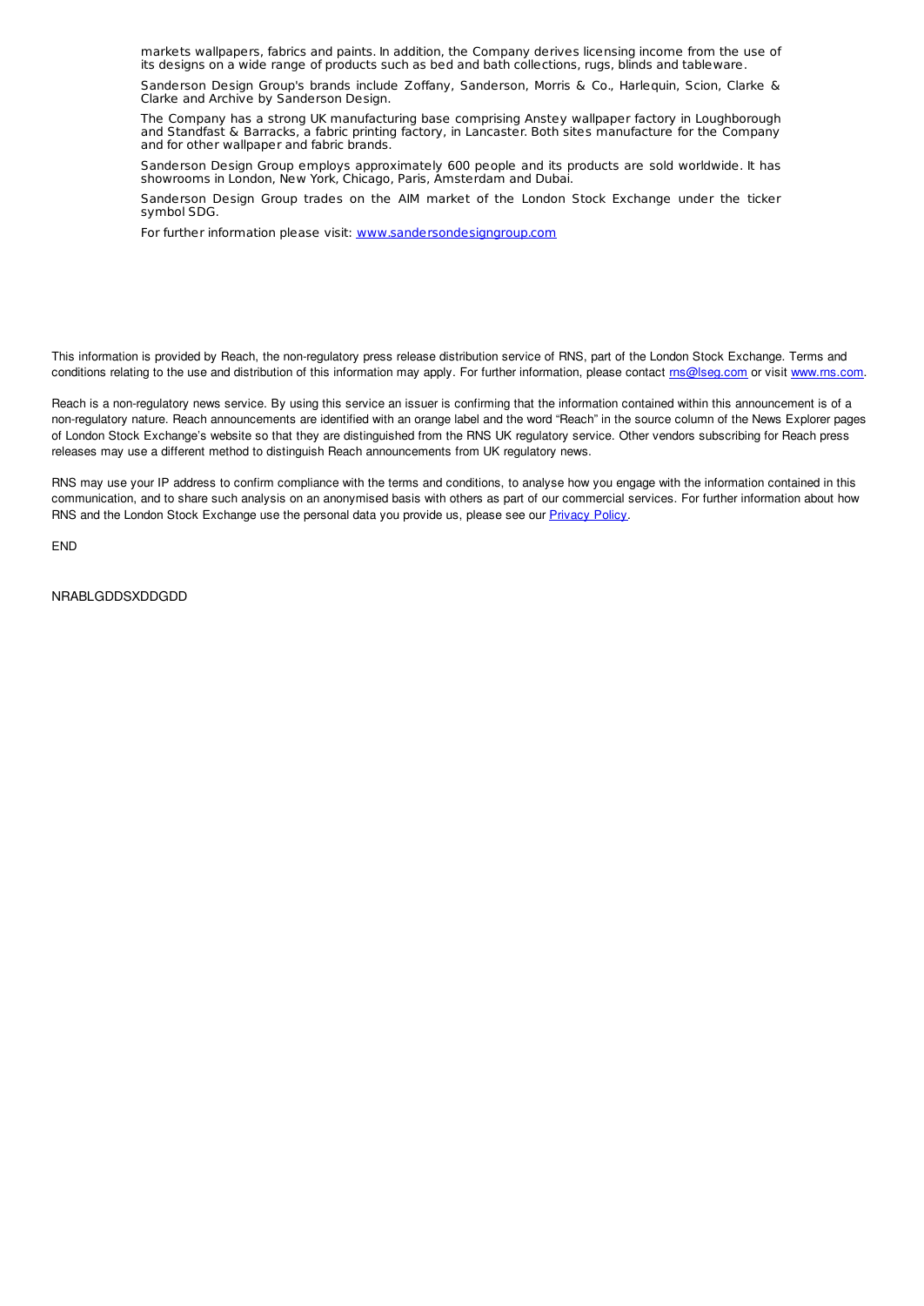markets wallpapers, fabrics and paints. In addition, the Company derives licensing income from the use of its designs on a wide range of products such as bed and bath collections, rugs, blinds and tableware.

Sanderson Design Group's brands include Zoffany, Sanderson, Morris & Co., Harlequin, Scion, Clarke & Clarke and Archive by Sanderson Design.

The Company has a strong UK manufacturing base comprising Anstey wallpaper factory in Loughborough and Standfast & Barracks, a fabric printing factory, in Lancaster. Both sites manufacture for the Company and for other wallpaper and fabric brands.

Sanderson Design Group employs approximately 600 people and its products are sold worldwide. It has showrooms in London, New York, Chicago, Paris, Amsterdam and Dubai.

Sanderson Design Group trades on the AIM market of the London Stock Exchange under the ticker symbol SDG.

For further information please visit: [www.sandersondesigngroup.com](http://www.sandersondesigngroup.com)

This information is provided by Reach, the non-regulatory press release distribution service of RNS, part of the London Stock Exchange. Terms and conditions relating to the use and distribution of this information may apply. For further information, please contact [rns@lseg.com](mailto:rns@lseg.com) or visit [www.rns.com](http://www.rns.com).

Reach is a non-regulatory news service. By using this service an issuer is confirming that the information contained within this announcement is of a non-regulatory nature. Reach announcements are identified with an orange label and the word "Reach" in the source column of the News Explorer pages of London Stock Exchange's website so that they are distinguished from the RNS UK regulatory service. Other vendors subscribing for Reach press releases may use a different method to distinguish Reach announcements from UK regulatory news.

RNS may use your IP address to confirm compliance with the terms and conditions, to analyse how you engage with the information contained in this communication, and to share such analysis on an anonymised basis with others as part of our commercial services. For further information about how RNS and the London Stock Exchange use the personal data you provide us, please see our Privacy Policy.

END

NRABLGDDSXDDGDD